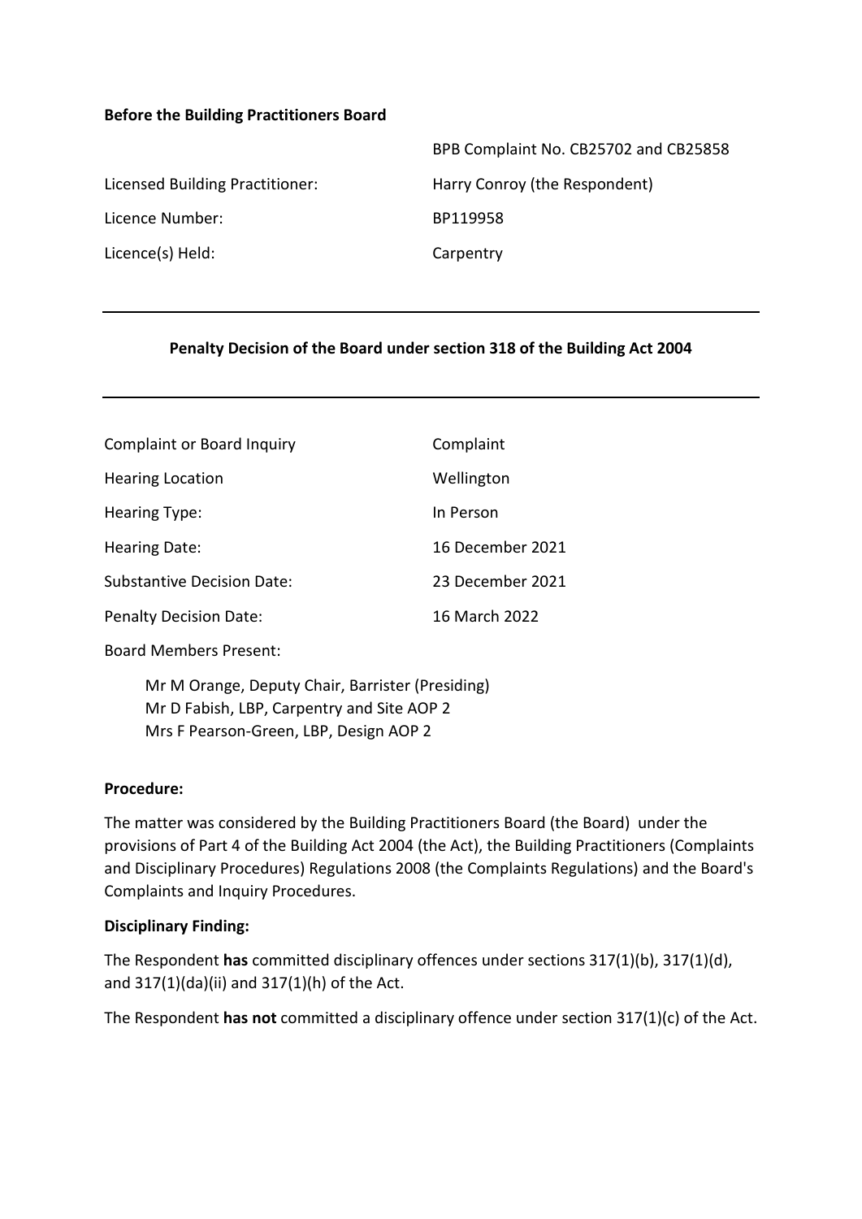**Before the Building Practitioners Board**

| | |
|---|---|
| | BPB Complaint No. CB25702 and CB25858 |
| Licensed Building Practitioner: | Harry Conroy (the Respondent) |
| Licence Number: | BP119958 |
| Licence(s) Held: | Carpentry |

---

**Penalty Decision of the Board under section 318 of the Building Act 2004**

---

| | |
|---|---|
| Complaint or Board Inquiry | Complaint |
| Hearing Location | Wellington |
| Hearing Type: | In Person |
| Hearing Date: | 16 December 2021 |
| Substantive Decision Date: | 23 December 2021 |
| Penalty Decision Date: | 16 March 2022 |

Board Members Present:

Mr M Orange, Deputy Chair, Barrister (Presiding)
Mr D Fabish, LBP, Carpentry and Site AOP 2
Mrs F Pearson-Green, LBP, Design AOP 2

**Procedure:**

The matter was considered by the Building Practitioners Board (the Board) under the provisions of Part 4 of the Building Act 2004 (the Act), the Building Practitioners (Complaints and Disciplinary Procedures) Regulations 2008 (the Complaints Regulations) and the Board's Complaints and Inquiry Procedures.

**Disciplinary Finding:**

The Respondent **has** committed disciplinary offences under sections 317(1)(b), 317(1)(d), and 317(1)(da)(ii) and 317(1)(h) of the Act.

The Respondent **has not** committed a disciplinary offence under section 317(1)(c) of the Act.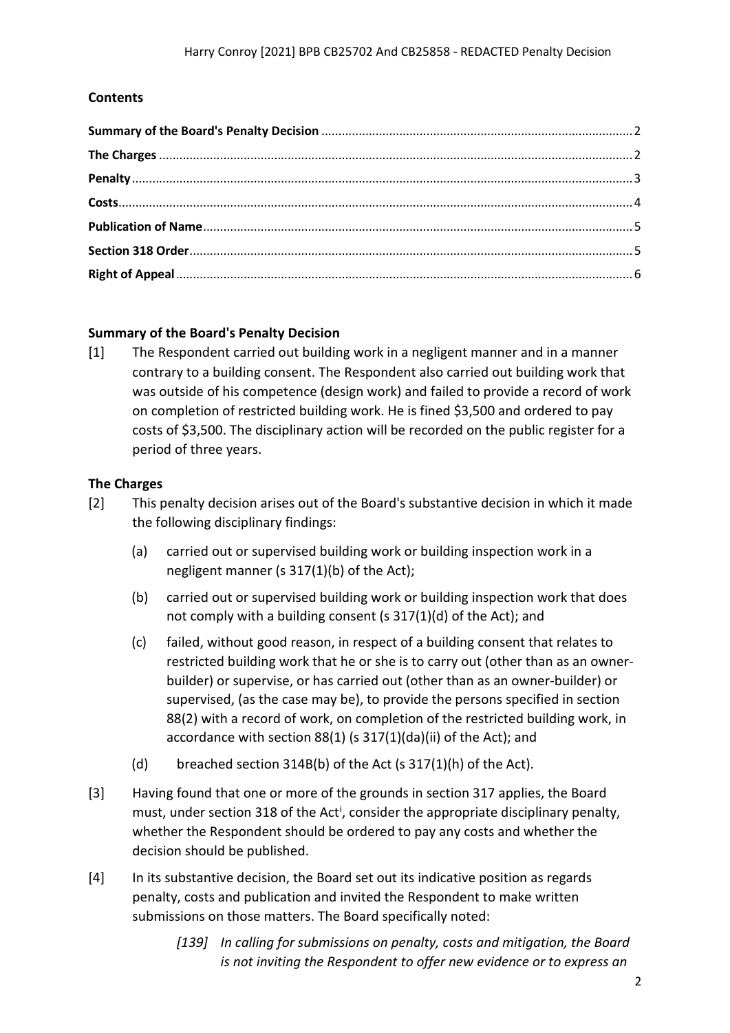## Contents

- **Summary of the Board's Penalty Decision** ........ 2
- **The Charges** ........ 2
- **Penalty** ........ 3
- **Costs** ........ 4
- **Publication of Name** ........ 5
- **Section 318 Order** ........ 5
- **Right of Appeal** ........ 6

## Summary of the Board's Penalty Decision

[1] The Respondent carried out building work in a negligent manner and in a manner contrary to a building consent. The Respondent also carried out building work that was outside of his competence (design work) and failed to provide a record of work on completion of restricted building work. He is fined $3,500 and ordered to pay costs of $3,500. The disciplinary action will be recorded on the public register for a period of three years.

## The Charges

[2] This penalty decision arises out of the Board's substantive decision in which it made the following disciplinary findings:

(a) carried out or supervised building work or building inspection work in a negligent manner (s 317(1)(b) of the Act);

(b) carried out or supervised building work or building inspection work that does not comply with a building consent (s 317(1)(d) of the Act); and

(c) failed, without good reason, in respect of a building consent that relates to restricted building work that he or she is to carry out (other than as an owner-builder) or supervise, or has carried out (other than as an owner-builder) or supervised, (as the case may be), to provide the persons specified in section 88(2) with a record of work, on completion of the restricted building work, in accordance with section 88(1) (s 317(1)(da)(ii) of the Act); and

(d) breached section 314B(b) of the Act (s 317(1)(h) of the Act).

[3] Having found that one or more of the grounds in section 317 applies, the Board must, under section 318 of the Act[i], consider the appropriate disciplinary penalty, whether the Respondent should be ordered to pay any costs and whether the decision should be published.

[4] In its substantive decision, the Board set out its indicative position as regards penalty, costs and publication and invited the Respondent to make written submissions on those matters. The Board specifically noted:

> *[139] In calling for submissions on penalty, costs and mitigation, the Board is not inviting the Respondent to offer new evidence or to express an*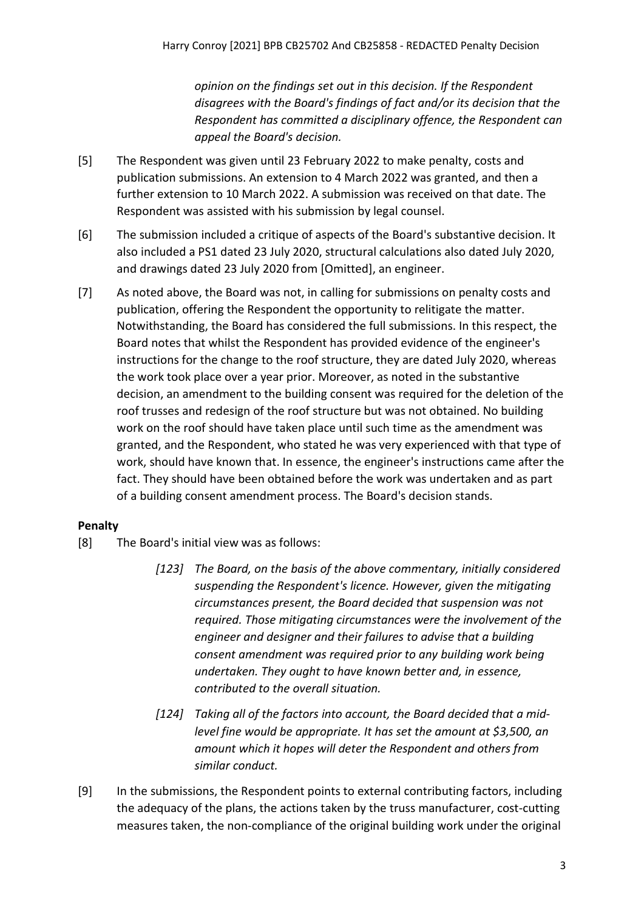> *opinion on the findings set out in this decision. If the Respondent disagrees with the Board's findings of fact and/or its decision that the Respondent has committed a disciplinary offence, the Respondent can appeal the Board's decision.*

[5] The Respondent was given until 23 February 2022 to make penalty, costs and publication submissions. An extension to 4 March 2022 was granted, and then a further extension to 10 March 2022. A submission was received on that date. The Respondent was assisted with his submission by legal counsel.

[6] The submission included a critique of aspects of the Board's substantive decision. It also included a PS1 dated 23 July 2020, structural calculations also dated July 2020, and drawings dated 23 July 2020 from [Omitted], an engineer.

[7] As noted above, the Board was not, in calling for submissions on penalty costs and publication, offering the Respondent the opportunity to relitigate the matter. Notwithstanding, the Board has considered the full submissions. In this respect, the Board notes that whilst the Respondent has provided evidence of the engineer's instructions for the change to the roof structure, they are dated July 2020, whereas the work took place over a year prior. Moreover, as noted in the substantive decision, an amendment to the building consent was required for the deletion of the roof trusses and redesign of the roof structure but was not obtained. No building work on the roof should have taken place until such time as the amendment was granted, and the Respondent, who stated he was very experienced with that type of work, should have known that. In essence, the engineer's instructions came after the fact. They should have been obtained before the work was undertaken and as part of a building consent amendment process. The Board's decision stands.

## Penalty

[8] The Board's initial view was as follows:

> *[123] The Board, on the basis of the above commentary, initially considered suspending the Respondent's licence. However, given the mitigating circumstances present, the Board decided that suspension was not required. Those mitigating circumstances were the involvement of the engineer and designer and their failures to advise that a building consent amendment was required prior to any building work being undertaken. They ought to have known better and, in essence, contributed to the overall situation.*
>
> *[124] Taking all of the factors into account, the Board decided that a mid-level fine would be appropriate. It has set the amount at $3,500, an amount which it hopes will deter the Respondent and others from similar conduct.*

[9] In the submissions, the Respondent points to external contributing factors, including the adequacy of the plans, the actions taken by the truss manufacturer, cost-cutting measures taken, the non-compliance of the original building work under the original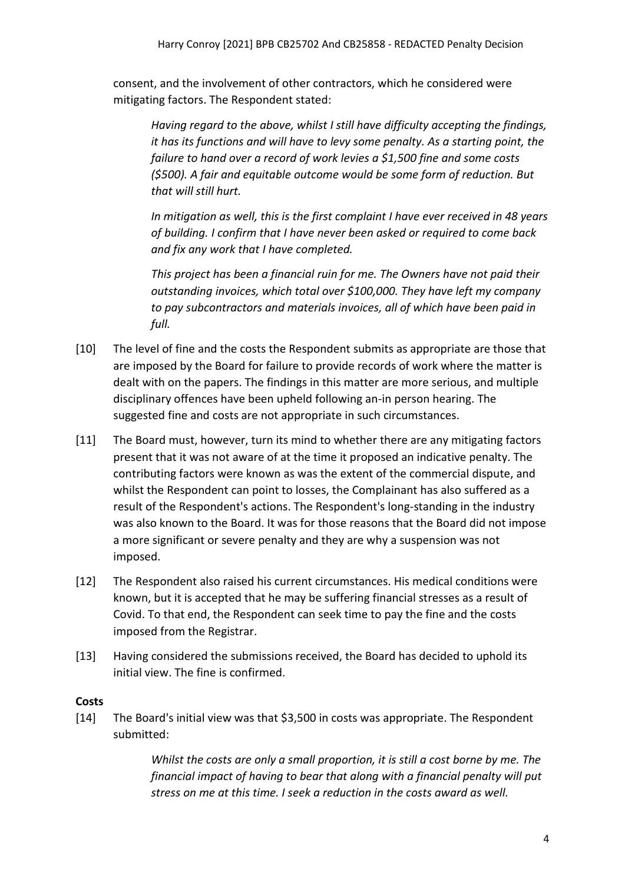consent, and the involvement of other contractors, which he considered were mitigating factors. The Respondent stated:

> *Having regard to the above, whilst I still have difficulty accepting the findings, it has its functions and will have to levy some penalty. As a starting point, the failure to hand over a record of work levies a $1,500 fine and some costs ($500). A fair and equitable outcome would be some form of reduction. But that will still hurt.*
>
> *In mitigation as well, this is the first complaint I have ever received in 48 years of building. I confirm that I have never been asked or required to come back and fix any work that I have completed.*
>
> *This project has been a financial ruin for me. The Owners have not paid their outstanding invoices, which total over $100,000. They have left my company to pay subcontractors and materials invoices, all of which have been paid in full.*

[10] The level of fine and the costs the Respondent submits as appropriate are those that are imposed by the Board for failure to provide records of work where the matter is dealt with on the papers. The findings in this matter are more serious, and multiple disciplinary offences have been upheld following an-in person hearing. The suggested fine and costs are not appropriate in such circumstances.

[11] The Board must, however, turn its mind to whether there are any mitigating factors present that it was not aware of at the time it proposed an indicative penalty. The contributing factors were known as was the extent of the commercial dispute, and whilst the Respondent can point to losses, the Complainant has also suffered as a result of the Respondent's actions. The Respondent's long-standing in the industry was also known to the Board. It was for those reasons that the Board did not impose a more significant or severe penalty and they are why a suspension was not imposed.

[12] The Respondent also raised his current circumstances. His medical conditions were known, but it is accepted that he may be suffering financial stresses as a result of Covid. To that end, the Respondent can seek time to pay the fine and the costs imposed from the Registrar.

[13] Having considered the submissions received, the Board has decided to uphold its initial view. The fine is confirmed.

**Costs**

[14] The Board's initial view was that $3,500 in costs was appropriate. The Respondent submitted:

> *Whilst the costs are only a small proportion, it is still a cost borne by me. The financial impact of having to bear that along with a financial penalty will put stress on me at this time. I seek a reduction in the costs award as well.*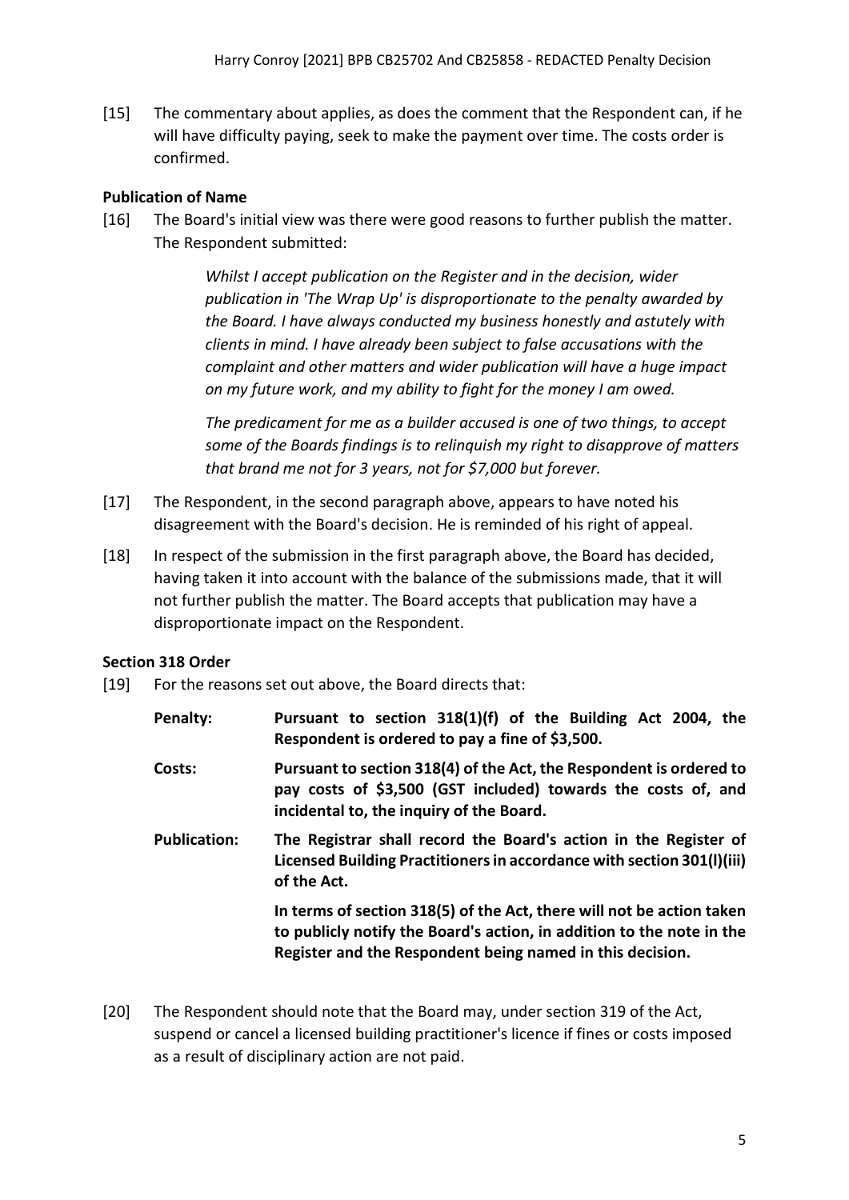[15] The commentary about applies, as does the comment that the Respondent can, if he will have difficulty paying, seek to make the payment over time. The costs order is confirmed.

### Publication of Name

[16] The Board's initial view was there were good reasons to further publish the matter. The Respondent submitted:

> *Whilst I accept publication on the Register and in the decision, wider publication in 'The Wrap Up' is disproportionate to the penalty awarded by the Board. I have always conducted my business honestly and astutely with clients in mind. I have already been subject to false accusations with the complaint and other matters and wider publication will have a huge impact on my future work, and my ability to fight for the money I am owed.*
>
> *The predicament for me as a builder accused is one of two things, to accept some of the Boards findings is to relinquish my right to disapprove of matters that brand me not for 3 years, not for $7,000 but forever.*

[17] The Respondent, in the second paragraph above, appears to have noted his disagreement with the Board's decision. He is reminded of his right of appeal.

[18] In respect of the submission in the first paragraph above, the Board has decided, having taken it into account with the balance of the submissions made, that it will not further publish the matter. The Board accepts that publication may have a disproportionate impact on the Respondent.

### Section 318 Order

[19] For the reasons set out above, the Board directs that:

**Penalty:** **Pursuant to section 318(1)(f) of the Building Act 2004, the Respondent is ordered to pay a fine of $3,500.**

**Costs:** **Pursuant to section 318(4) of the Act, the Respondent is ordered to pay costs of $3,500 (GST included) towards the costs of, and incidental to, the inquiry of the Board.**

**Publication:** **The Registrar shall record the Board's action in the Register of Licensed Building Practitioners in accordance with section 301(l)(iii) of the Act.**

**In terms of section 318(5) of the Act, there will not be action taken to publicly notify the Board's action, in addition to the note in the Register and the Respondent being named in this decision.**

[20] The Respondent should note that the Board may, under section 319 of the Act, suspend or cancel a licensed building practitioner's licence if fines or costs imposed as a result of disciplinary action are not paid.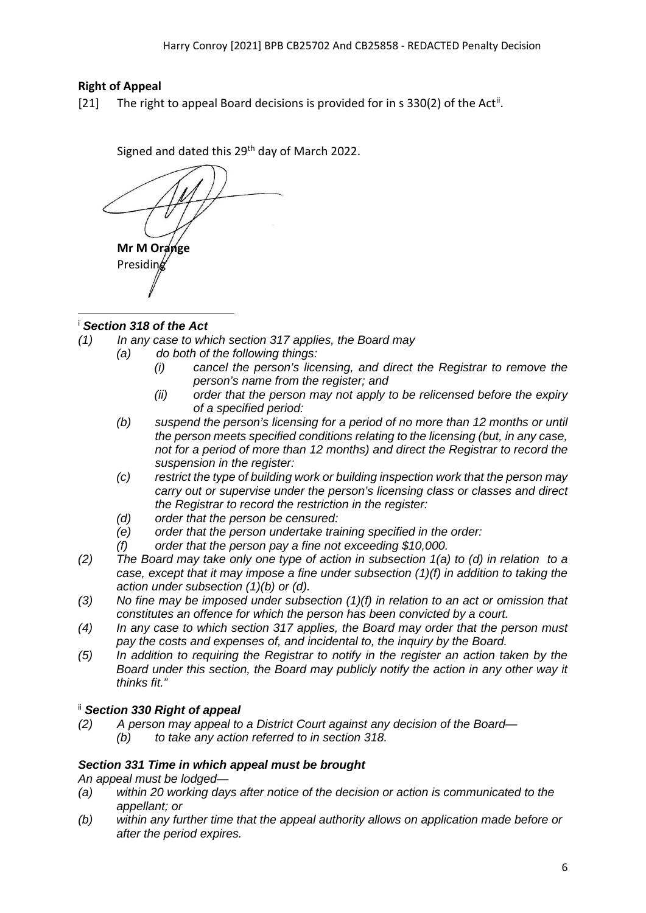**Right of Appeal**

[21] The right to appeal Board decisions is provided for in s 330(2) of the Act[ii].

Signed and dated this 29th day of March 2022.

**Mr M Orange**
Presiding

---

[i] ***Section 318 of the Act***

*(1) In any case to which section 317 applies, the Board may*

*(a) do both of the following things:*

*(i) cancel the person's licensing, and direct the Registrar to remove the person's name from the register; and*

*(ii) order that the person may not apply to be relicensed before the expiry of a specified period:*

*(b) suspend the person's licensing for a period of no more than 12 months or until the person meets specified conditions relating to the licensing (but, in any case, not for a period of more than 12 months) and direct the Registrar to record the suspension in the register:*

*(c) restrict the type of building work or building inspection work that the person may carry out or supervise under the person's licensing class or classes and direct the Registrar to record the restriction in the register:*

*(d) order that the person be censured:*

*(e) order that the person undertake training specified in the order:*

*(f) order that the person pay a fine not exceeding $10,000.*

*(2) The Board may take only one type of action in subsection 1(a) to (d) in relation to a case, except that it may impose a fine under subsection (1)(f) in addition to taking the action under subsection (1)(b) or (d).*

*(3) No fine may be imposed under subsection (1)(f) in relation to an act or omission that constitutes an offence for which the person has been convicted by a court.*

*(4) In any case to which section 317 applies, the Board may order that the person must pay the costs and expenses of, and incidental to, the inquiry by the Board.*

*(5) In addition to requiring the Registrar to notify in the register an action taken by the Board under this section, the Board may publicly notify the action in any other way it thinks fit."*

[ii] ***Section 330 Right of appeal***

*(2) A person may appeal to a District Court against any decision of the Board—*

*(b) to take any action referred to in section 318.*

***Section 331 Time in which appeal must be brought***

*An appeal must be lodged—*

*(a) within 20 working days after notice of the decision or action is communicated to the appellant; or*

*(b) within any further time that the appeal authority allows on application made before or after the period expires.*